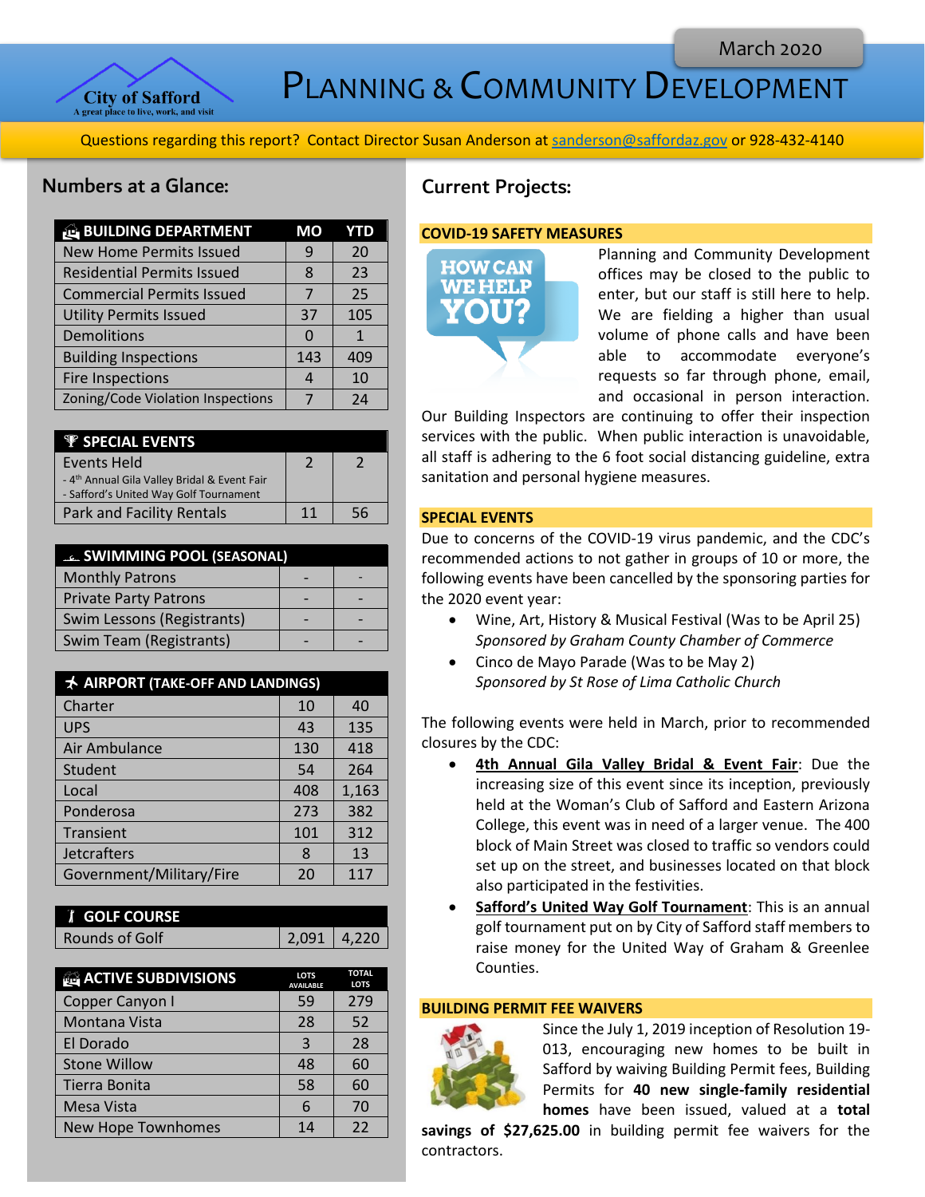March 2020

# Planning & Community Development

City of Safford
A great place to live, work, and visit

Questions regarding this report? Contact Director Susan Anderson at sanderson@saffordaz.gov or 928-432-4140

## Numbers at a Glance:

| BUILDING DEPARTMENT | MO | YTD |
|---|---|---|
| New Home Permits Issued | 9 | 20 |
| Residential Permits Issued | 8 | 23 |
| Commercial Permits Issued | 7 | 25 |
| Utility Permits Issued | 37 | 105 |
| Demolitions | 0 | 1 |
| Building Inspections | 143 | 409 |
| Fire Inspections | 4 | 10 |
| Zoning/Code Violation Inspections | 7 | 24 |

| SPECIAL EVENTS | | |
|---|---|---|
| Events Held<br>- 4th Annual Gila Valley Bridal & Event Fair<br>- Safford's United Way Golf Tournament | 2 | 2 |
| Park and Facility Rentals | 11 | 56 |

| SWIMMING POOL (SEASONAL) | | |
|---|---|---|
| Monthly Patrons | - | - |
| Private Party Patrons | - | - |
| Swim Lessons (Registrants) | - | - |
| Swim Team (Registrants) | - | - |

| AIRPORT (TAKE-OFF AND LANDINGS) | | |
|---|---|---|
| Charter | 10 | 40 |
| UPS | 43 | 135 |
| Air Ambulance | 130 | 418 |
| Student | 54 | 264 |
| Local | 408 | 1,163 |
| Ponderosa | 273 | 382 |
| Transient | 101 | 312 |
| Jetcrafters | 8 | 13 |
| Government/Military/Fire | 20 | 117 |

| GOLF COURSE | | |
|---|---|---|
| Rounds of Golf | 2,091 | 4,220 |

| ACTIVE SUBDIVISIONS | LOTS AVAILABLE | TOTAL LOTS |
|---|---|---|
| Copper Canyon I | 59 | 279 |
| Montana Vista | 28 | 52 |
| El Dorado | 3 | 28 |
| Stone Willow | 48 | 60 |
| Tierra Bonita | 58 | 60 |
| Mesa Vista | 6 | 70 |
| New Hope Townhomes | 14 | 22 |

## Current Projects:

### COVID-19 SAFETY MEASURES

HOW CAN WE HELP YOU?

Planning and Community Development offices may be closed to the public to enter, but our staff is still here to help. We are fielding a higher than usual volume of phone calls and have been able to accommodate everyone's requests so far through phone, email, and occasional in person interaction. Our Building Inspectors are continuing to offer their inspection services with the public. When public interaction is unavoidable, all staff is adhering to the 6 foot social distancing guideline, extra sanitation and personal hygiene measures.

### SPECIAL EVENTS

Due to concerns of the COVID-19 virus pandemic, and the CDC's recommended actions to not gather in groups of 10 or more, the following events have been cancelled by the sponsoring parties for the 2020 event year:

- Wine, Art, History & Musical Festival (Was to be April 25)
  *Sponsored by Graham County Chamber of Commerce*
- Cinco de Mayo Parade (Was to be May 2)
  *Sponsored by St Rose of Lima Catholic Church*

The following events were held in March, prior to recommended closures by the CDC:

- **4th Annual Gila Valley Bridal & Event Fair**: Due the increasing size of this event since its inception, previously held at the Woman's Club of Safford and Eastern Arizona College, this event was in need of a larger venue. The 400 block of Main Street was closed to traffic so vendors could set up on the street, and businesses located on that block also participated in the festivities.
- **Safford's United Way Golf Tournament**: This is an annual golf tournament put on by City of Safford staff members to raise money for the United Way of Graham & Greenlee Counties.

### BUILDING PERMIT FEE WAIVERS

Since the July 1, 2019 inception of Resolution 19-013, encouraging new homes to be built in Safford by waiving Building Permit fees, Building Permits for **40 new single-family residential homes** have been issued, valued at a **total savings of $27,625.00** in building permit fee waivers for the contractors.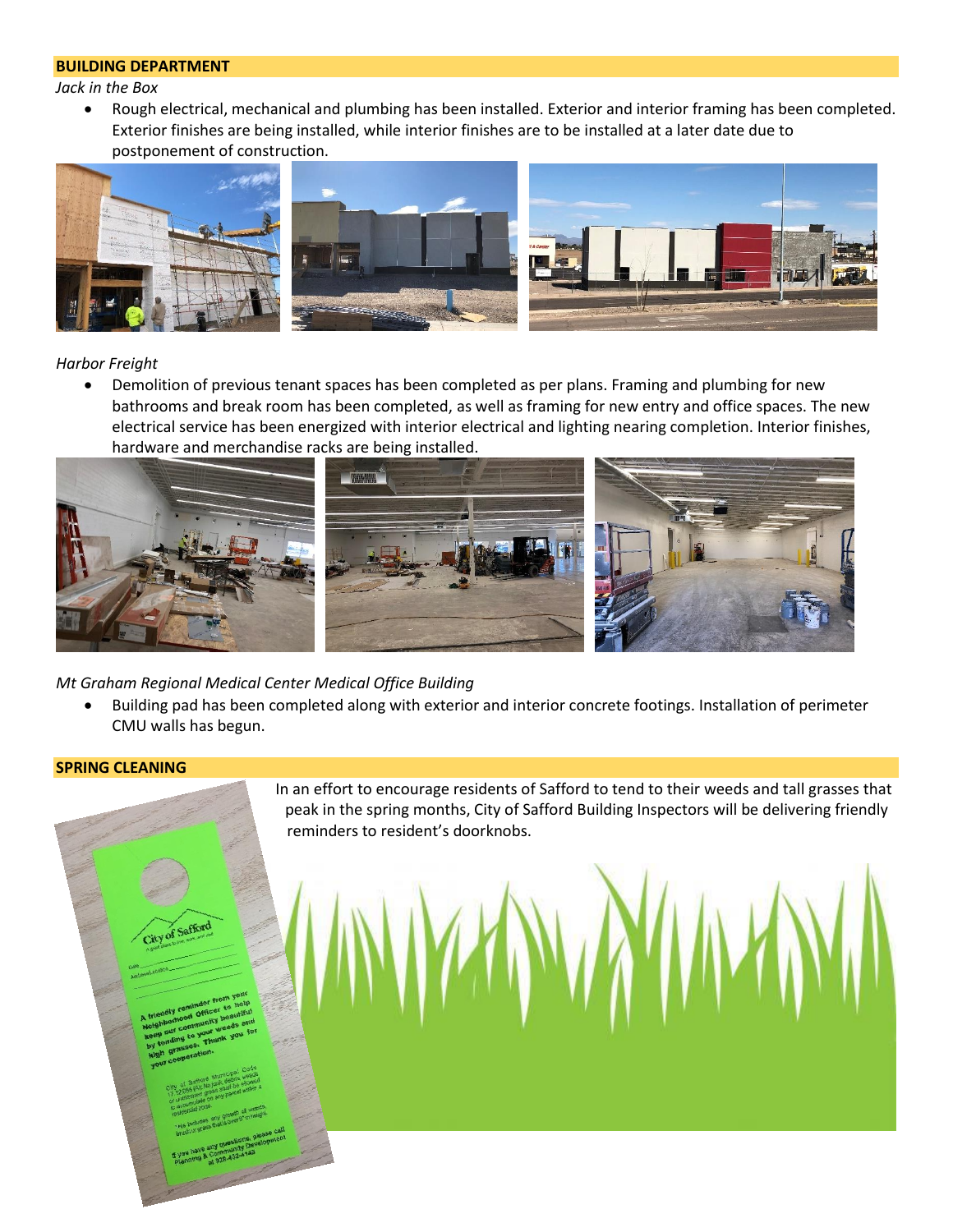## BUILDING DEPARTMENT

*Jack in the Box*

- Rough electrical, mechanical and plumbing has been installed. Exterior and interior framing has been completed. Exterior finishes are being installed, while interior finishes are to be installed at a later date due to postponement of construction.

*Harbor Freight*

- Demolition of previous tenant spaces has been completed as per plans. Framing and plumbing for new bathrooms and break room has been completed, as well as framing for new entry and office spaces. The new electrical service has been energized with interior electrical and lighting nearing completion. Interior finishes, hardware and merchandise racks are being installed.

*Mt Graham Regional Medical Center Medical Office Building*

- Building pad has been completed along with exterior and interior concrete footings. Installation of perimeter CMU walls has begun.

## SPRING CLEANING

In an effort to encourage residents of Safford to tend to their weeds and tall grasses that peak in the spring months, City of Safford Building Inspectors will be delivering friendly reminders to resident's doorknobs.